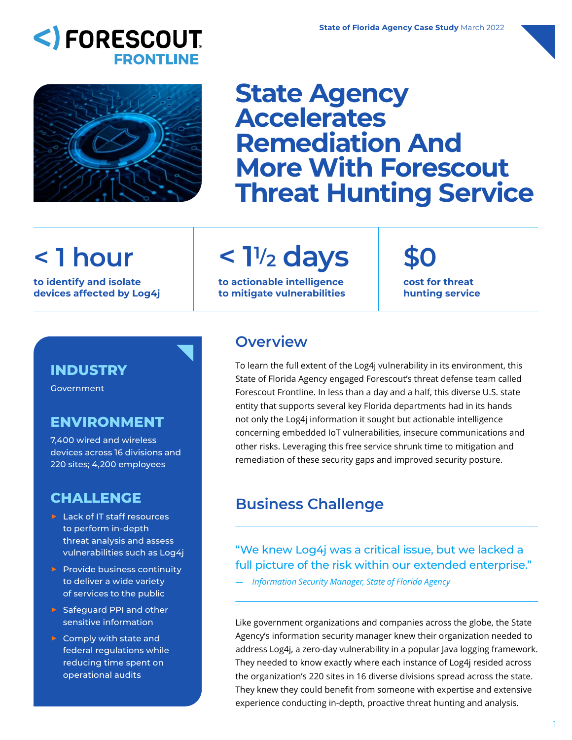**FORESCOUT FRONTLINE**

**State of Florida Agency Case Study** March 2022

# State Agency Accelerates Remediation And More With Forescout Threat Hunting Service

**< 1 hour**
**to identify and isolate devices affected by Log4j**

**< 1½ days**
**to actionable intelligence to mitigate vulnerabilities**

**$0**
**cost for threat hunting service**

### INDUSTRY

Government

### ENVIRONMENT

7,400 wired and wireless devices across 16 divisions and 220 sites; 4,200 employees

### CHALLENGE

- Lack of IT staff resources to perform in-depth threat analysis and assess vulnerabilities such as Log4j
- Provide business continuity to deliver a wide variety of services to the public
- Safeguard PPI and other sensitive information
- Comply with state and federal regulations while reducing time spent on operational audits

## Overview

To learn the full extent of the Log4j vulnerability in its environment, this State of Florida Agency engaged Forescout's threat defense team called Forescout Frontline. In less than a day and a half, this diverse U.S. state entity that supports several key Florida departments had in its hands not only the Log4j information it sought but actionable intelligence concerning embedded IoT vulnerabilities, insecure communications and other risks. Leveraging this free service shrunk time to mitigation and remediation of these security gaps and improved security posture.

## Business Challenge

> "We knew Log4j was a critical issue, but we lacked a full picture of the risk within our extended enterprise."
>
> — *Information Security Manager, State of Florida Agency*

Like government organizations and companies across the globe, the State Agency's information security manager knew their organization needed to address Log4j, a zero-day vulnerability in a popular Java logging framework. They needed to know exactly where each instance of Log4j resided across the organization's 220 sites in 16 diverse divisions spread across the state. They knew they could benefit from someone with expertise and extensive experience conducting in-depth, proactive threat hunting and analysis.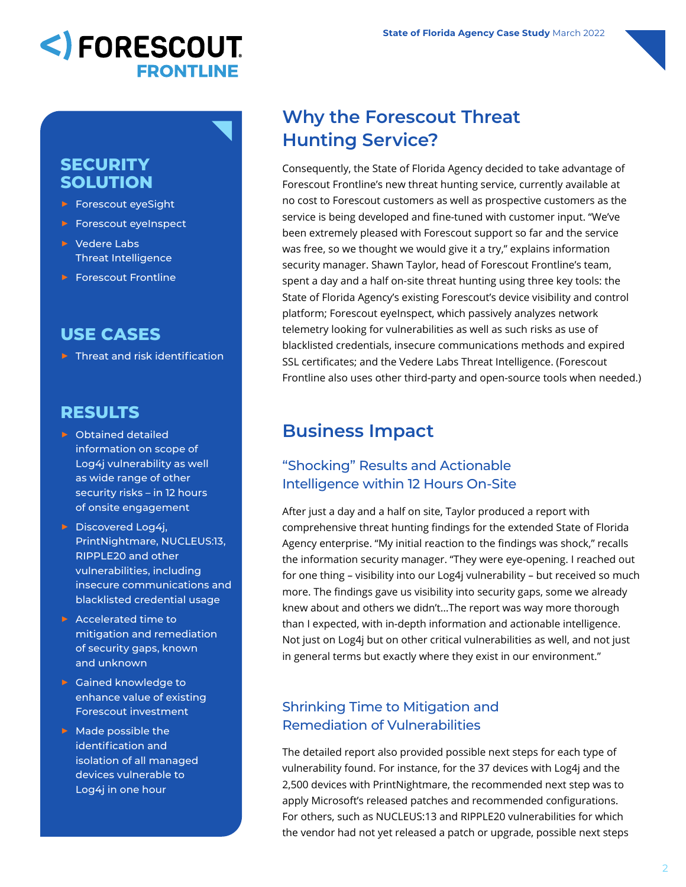## SECURITY SOLUTION

- Forescout eyeSight
- Forescout eyeInspect
- Vedere Labs Threat Intelligence
- Forescout Frontline

## USE CASES

- Threat and risk identification

## RESULTS

- Obtained detailed information on scope of Log4j vulnerability as well as wide range of other security risks – in 12 hours of onsite engagement
- Discovered Log4j, PrintNightmare, NUCLEUS:13, RIPPLE20 and other vulnerabilities, including insecure communications and blacklisted credential usage
- Accelerated time to mitigation and remediation of security gaps, known and unknown
- Gained knowledge to enhance value of existing Forescout investment
- Made possible the identification and isolation of all managed devices vulnerable to Log4j in one hour

## Why the Forescout Threat Hunting Service?

Consequently, the State of Florida Agency decided to take advantage of Forescout Frontline's new threat hunting service, currently available at no cost to Forescout customers as well as prospective customers as the service is being developed and fine-tuned with customer input. "We've been extremely pleased with Forescout support so far and the service was free, so we thought we would give it a try," explains information security manager. Shawn Taylor, head of Forescout Frontline's team, spent a day and a half on-site threat hunting using three key tools: the State of Florida Agency's existing Forescout's device visibility and control platform; Forescout eyeInspect, which passively analyzes network telemetry looking for vulnerabilities as well as such risks as use of blacklisted credentials, insecure communications methods and expired SSL certificates; and the Vedere Labs Threat Intelligence. (Forescout Frontline also uses other third-party and open-source tools when needed.)

## Business Impact

### "Shocking" Results and Actionable Intelligence within 12 Hours On-Site

After just a day and a half on site, Taylor produced a report with comprehensive threat hunting findings for the extended State of Florida Agency enterprise. "My initial reaction to the findings was shock," recalls the information security manager. "They were eye-opening. I reached out for one thing – visibility into our Log4j vulnerability – but received so much more. The findings gave us visibility into security gaps, some we already knew about and others we didn't…The report was way more thorough than I expected, with in-depth information and actionable intelligence. Not just on Log4j but on other critical vulnerabilities as well, and not just in general terms but exactly where they exist in our environment."

### Shrinking Time to Mitigation and Remediation of Vulnerabilities

The detailed report also provided possible next steps for each type of vulnerability found. For instance, for the 37 devices with Log4j and the 2,500 devices with PrintNightmare, the recommended next step was to apply Microsoft's released patches and recommended configurations. For others, such as NUCLEUS:13 and RIPPLE20 vulnerabilities for which the vendor had not yet released a patch or upgrade, possible next steps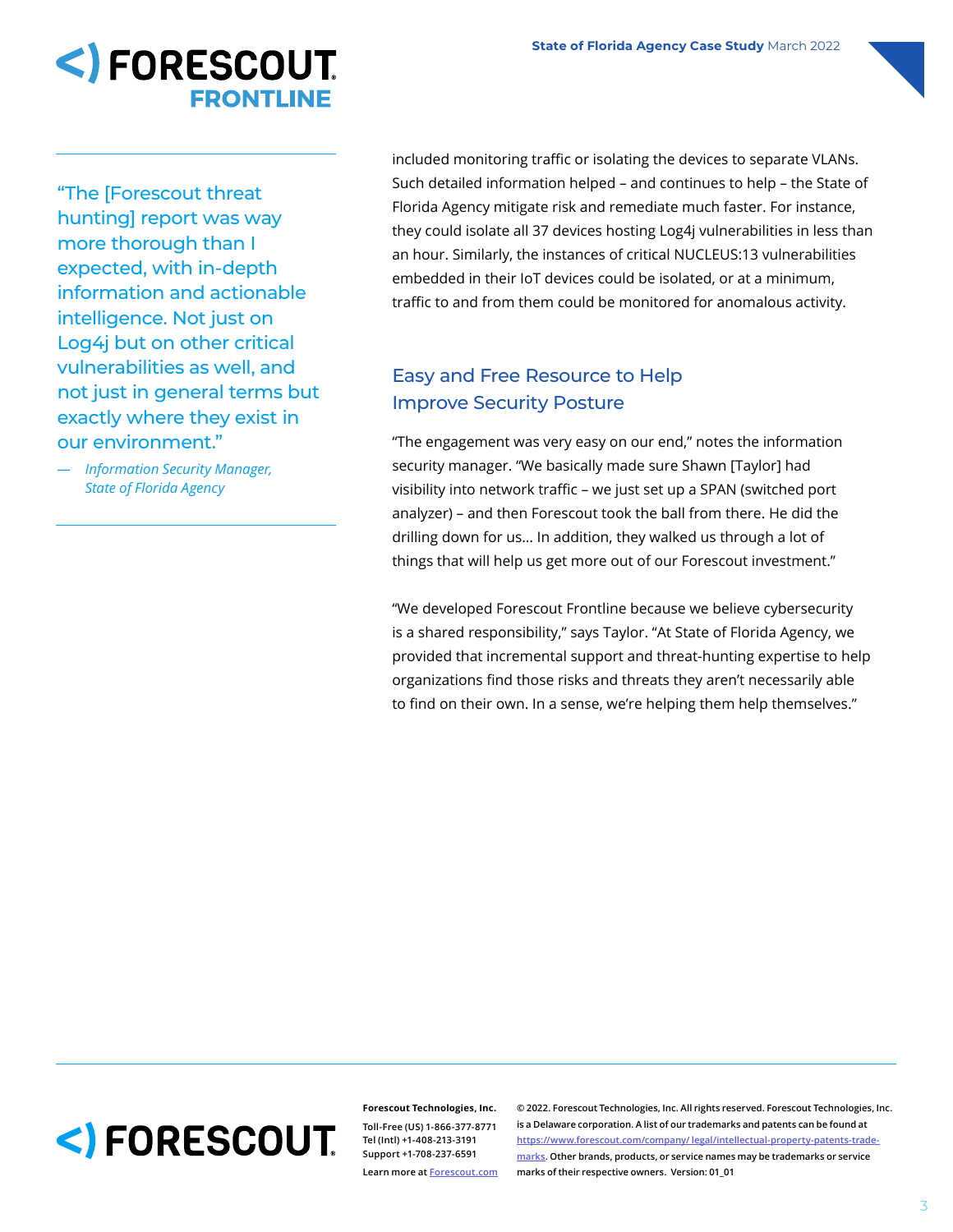"The [Forescout threat hunting] report was way more thorough than I expected, with in-depth information and actionable intelligence. Not just on Log4j but on other critical vulnerabilities as well, and not just in general terms but exactly where they exist in our environment."

— *Information Security Manager, State of Florida Agency*

included monitoring traffic or isolating the devices to separate VLANs. Such detailed information helped – and continues to help – the State of Florida Agency mitigate risk and remediate much faster. For instance, they could isolate all 37 devices hosting Log4j vulnerabilities in less than an hour. Similarly, the instances of critical NUCLEUS:13 vulnerabilities embedded in their IoT devices could be isolated, or at a minimum, traffic to and from them could be monitored for anomalous activity.

## Easy and Free Resource to Help Improve Security Posture

"The engagement was very easy on our end," notes the information security manager. "We basically made sure Shawn [Taylor] had visibility into network traffic – we just set up a SPAN (switched port analyzer) – and then Forescout took the ball from there. He did the drilling down for us… In addition, they walked us through a lot of things that will help us get more out of our Forescout investment."

"We developed Forescout Frontline because we believe cybersecurity is a shared responsibility," says Taylor. "At State of Florida Agency, we provided that incremental support and threat-hunting expertise to help organizations find those risks and threats they aren't necessarily able to find on their own. In a sense, we're helping them help themselves."

**Forescout Technologies, Inc.**
Toll-Free (US) 1-866-377-8771
Tel (Intl) +1-408-213-3191
Support +1-708-237-6591
Learn more at Forescout.com

© 2022. Forescout Technologies, Inc. All rights reserved. Forescout Technologies, Inc. is a Delaware corporation. A list of our trademarks and patents can be found at https://www.forescout.com/company/ legal/intellectual-property-patents-trade-marks. Other brands, products, or service names may be trademarks or service marks of their respective owners. Version: 01_01